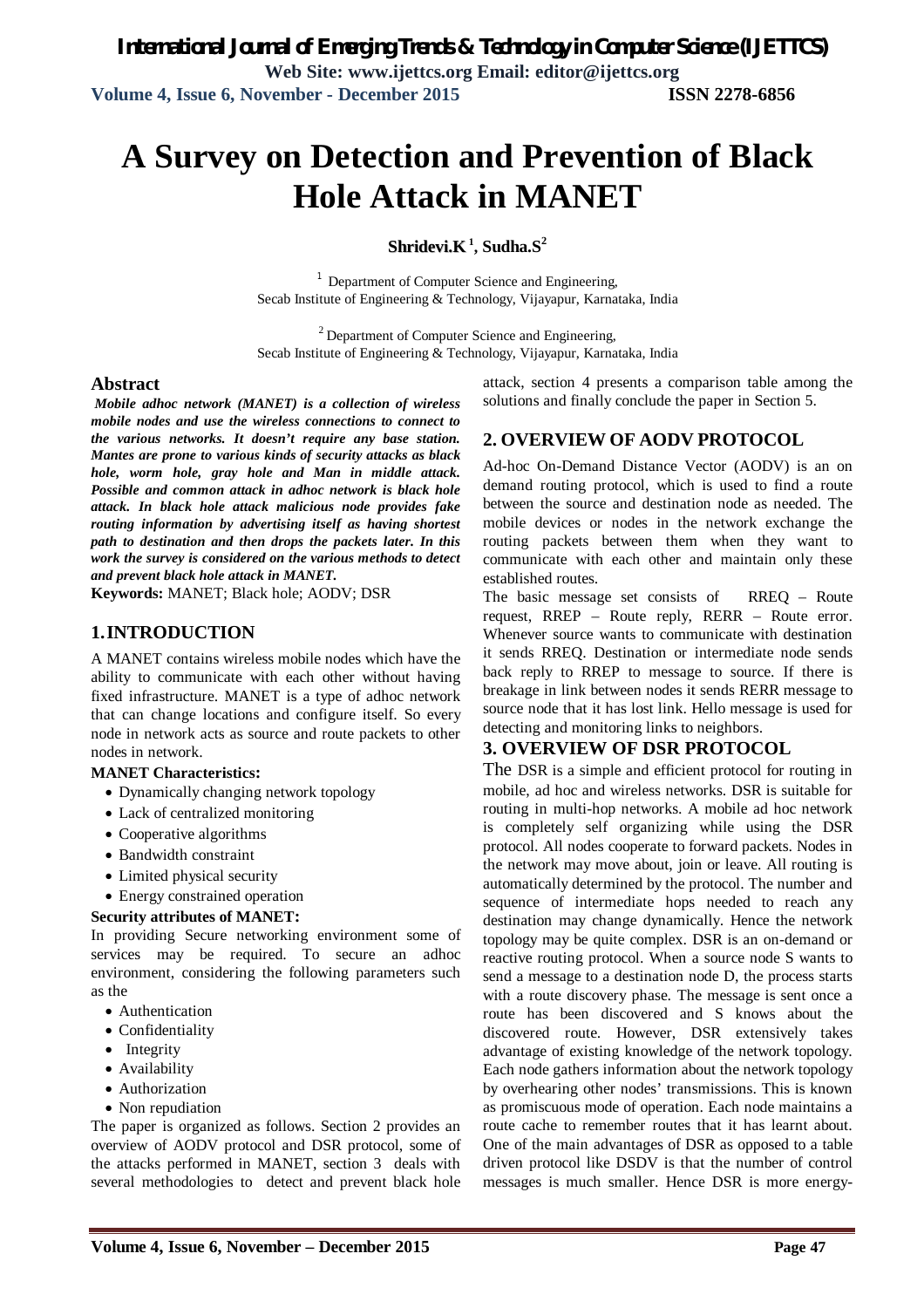# A Survey on Detection and Prevention of Black Hole Attack in MANET

**Shridevi.K [1], Sudha.S [2]**

[1] Department of Computer Science and Engineering,
Secab Institute of Engineering & Technology, Vijayapur, Karnataka, India

[2] Department of Computer Science and Engineering,
Secab Institute of Engineering & Technology, Vijayapur, Karnataka, India

## Abstract

***Mobile adhoc network (MANET) is a collection of wireless mobile nodes and use the wireless connections to connect to the various networks. It doesn't require any base station. Mantes are prone to various kinds of security attacks as black hole, worm hole, gray hole and Man in middle attack. Possible and common attack in adhoc network is black hole attack. In black hole attack malicious node provides fake routing information by advertising itself as having shortest path to destination and then drops the packets later. In this work the survey is considered on the various methods to detect and prevent black hole attack in MANET.***

**Keywords:** MANET; Black hole; AODV; DSR

## 1. INTRODUCTION

A MANET contains wireless mobile nodes which have the ability to communicate with each other without having fixed infrastructure. MANET is a type of adhoc network that can change locations and configure itself. So every node in network acts as source and route packets to other nodes in network.

**MANET Characteristics:**

- Dynamically changing network topology
- Lack of centralized monitoring
- Cooperative algorithms
- Bandwidth constraint
- Limited physical security
- Energy constrained operation

**Security attributes of MANET:**

In providing Secure networking environment some of services may be required. To secure an adhoc environment, considering the following parameters such as the

- Authentication
- Confidentiality
- Integrity
- Availability
- Authorization
- Non repudiation

The paper is organized as follows. Section 2 provides an overview of AODV protocol and DSR protocol, some of the attacks performed in MANET, section 3 deals with several methodologies to detect and prevent black hole attack, section 4 presents a comparison table among the solutions and finally conclude the paper in Section 5.

## 2. OVERVIEW OF AODV PROTOCOL

Ad-hoc On-Demand Distance Vector (AODV) is an on demand routing protocol, which is used to find a route between the source and destination node as needed. The mobile devices or nodes in the network exchange the routing packets between them when they want to communicate with each other and maintain only these established routes.

The basic message set consists of RREQ – Route request, RREP – Route reply, RERR – Route error. Whenever source wants to communicate with destination it sends RREQ. Destination or intermediate node sends back reply to RREP to message to source. If there is breakage in link between nodes it sends RERR message to source node that it has lost link. Hello message is used for detecting and monitoring links to neighbors.

## 3. OVERVIEW OF DSR PROTOCOL

The DSR is a simple and efficient protocol for routing in mobile, ad hoc and wireless networks. DSR is suitable for routing in multi-hop networks. A mobile ad hoc network is completely self organizing while using the DSR protocol. All nodes cooperate to forward packets. Nodes in the network may move about, join or leave. All routing is automatically determined by the protocol. The number and sequence of intermediate hops needed to reach any destination may change dynamically. Hence the network topology may be quite complex. DSR is an on-demand or reactive routing protocol. When a source node S wants to send a message to a destination node D, the process starts with a route discovery phase. The message is sent once a route has been discovered and S knows about the discovered route. However, DSR extensively takes advantage of existing knowledge of the network topology. Each node gathers information about the network topology by overhearing other nodes' transmissions. This is known as promiscuous mode of operation. Each node maintains a route cache to remember routes that it has learnt about. One of the main advantages of DSR as opposed to a table driven protocol like DSDV is that the number of control messages is much smaller. Hence DSR is more energy-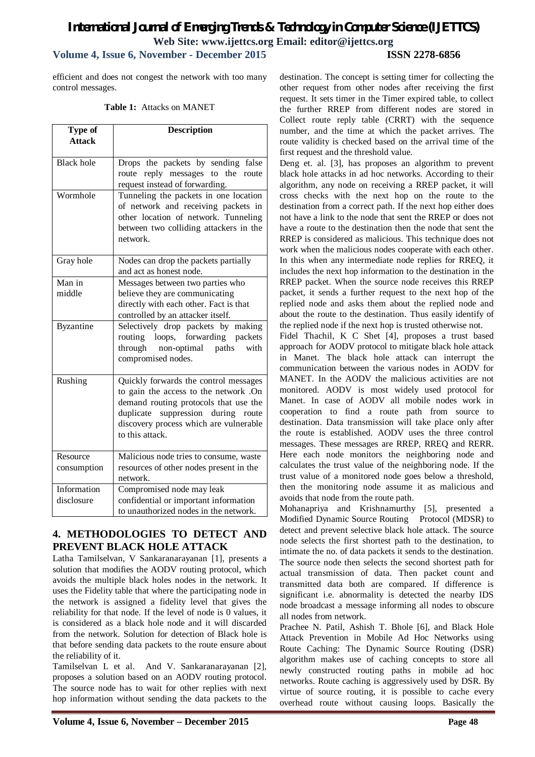efficient and does not congest the network with too many control messages.

**Table 1:** Attacks on MANET

| Type of Attack | Description |
|---|---|
| Black hole | Drops the packets by sending false route reply messages to the route request instead of forwarding. |
| Wormhole | Tunneling the packets in one location of network and receiving packets in other location of network. Tunneling between two colliding attackers in the network. |
| Gray hole | Nodes can drop the packets partially and act as honest node. |
| Man in middle | Messages between two parties who believe they are communicating directly with each other. Fact is that controlled by an attacker itself. |
| Byzantine | Selectively drop packets by making routing loops, forwarding packets through non-optimal paths with compromised nodes. |
| Rushing | Quickly forwards the control messages to gain the access to the network .On demand routing protocols that use the duplicate suppression during route discovery process which are vulnerable to this attack. |
| Resource consumption | Malicious node tries to consume, waste resources of other nodes present in the network. |
| Information disclosure | Compromised node may leak confidential or important information to unauthorized nodes in the network. |

## 4. METHODOLOGIES TO DETECT AND PREVENT BLACK HOLE ATTACK

Latha Tamilselvan, V Sankaranarayanan [1], presents a solution that modifies the AODV routing protocol, which avoids the multiple black holes nodes in the network. It uses the Fidelity table that where the participating node in the network is assigned a fidelity level that gives the reliability for that node. If the level of node is 0 values, it is considered as a black hole node and it will discarded from the network. Solution for detection of Black hole is that before sending data packets to the route ensure about the reliability of it.

Tamilselvan L et al. And V. Sankaranarayanan [2], proposes a solution based on an AODV routing protocol. The source node has to wait for other replies with next hop information without sending the data packets to the destination. The concept is setting timer for collecting the other request from other nodes after receiving the first request. It sets timer in the Timer expired table, to collect the further RREP from different nodes are stored in Collect route reply table (CRRT) with the sequence number, and the time at which the packet arrives. The route validity is checked based on the arrival time of the first request and the threshold value.

Deng et. al. [3], has proposes an algorithm to prevent black hole attacks in ad hoc networks. According to their algorithm, any node on receiving a RREP packet, it will cross checks with the next hop on the route to the destination from a correct path. If the next hop either does not have a link to the node that sent the RREP or does not have a route to the destination then the node that sent the RREP is considered as malicious. This technique does not work when the malicious nodes cooperate with each other. In this when any intermediate node replies for RREQ, it includes the next hop information to the destination in the RREP packet. When the source node receives this RREP packet, it sends a further request to the next hop of the replied node and asks them about the replied node and about the route to the destination. Thus easily identify of the replied node if the next hop is trusted otherwise not.

Fidel Thachil, K C Shet [4], proposes a trust based approach for AODV protocol to mitigate black hole attack in Manet. The black hole attack can interrupt the communication between the various nodes in AODV for MANET. In the AODV the malicious activities are not monitored. AODV is most widely used protocol for Manet. In case of AODV all mobile nodes work in cooperation to find a route path from source to destination. Data transmission will take place only after the route is established. AODV uses the three control messages. These messages are RREP, RREQ and RERR. Here each node monitors the neighboring node and calculates the trust value of the neighboring node. If the trust value of a monitored node goes below a threshold, then the monitoring node assume it as malicious and avoids that node from the route path.

Mohanapriya and Krishnamurthy [5], presented a Modified Dynamic Source Routing Protocol (MDSR) to detect and prevent selective black hole attack. The source node selects the first shortest path to the destination, to intimate the no. of data packets it sends to the destination. The source node then selects the second shortest path for actual transmission of data. Then packet count and transmitted data both are compared. If difference is significant i.e. abnormality is detected the nearby IDS node broadcast a message informing all nodes to obscure all nodes from network.

Prachee N. Patil, Ashish T. Bhole [6], and Black Hole Attack Prevention in Mobile Ad Hoc Networks using Route Caching: The Dynamic Source Routing (DSR) algorithm makes use of caching concepts to store all newly constructed routing paths in mobile ad hoc networks. Route caching is aggressively used by DSR. By virtue of source routing, it is possible to cache every overhead route without causing loops. Basically the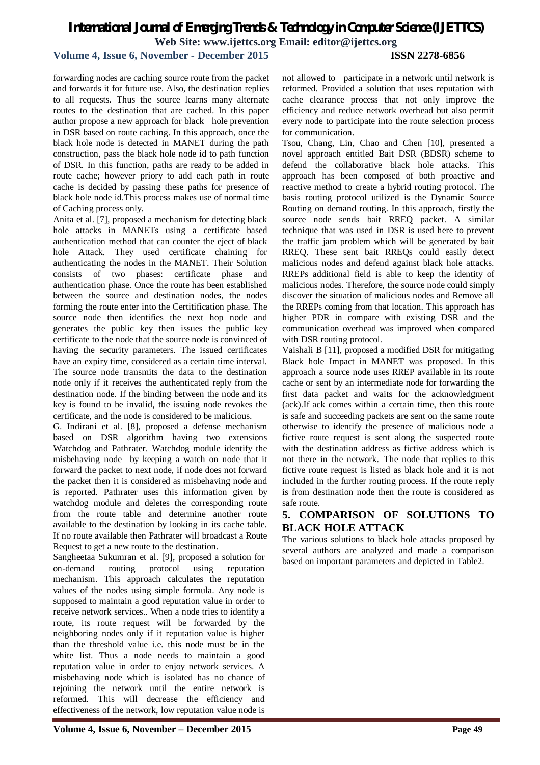forwarding nodes are caching source route from the packet and forwards it for future use. Also, the destination replies to all requests. Thus the source learns many alternate routes to the destination that are cached. In this paper author propose a new approach for black hole prevention in DSR based on route caching. In this approach, once the black hole node is detected in MANET during the path construction, pass the black hole node id to path function of DSR. In this function, paths are ready to be added in route cache; however priory to add each path in route cache is decided by passing these paths for presence of black hole node id.This process makes use of normal time of Caching process only.

Anita et al. [7], proposed a mechanism for detecting black hole attacks in MANETs using a certificate based authentication method that can counter the eject of black hole Attack. They used certificate chaining for authenticating the nodes in the MANET. Their Solution consists of two phases: certificate phase and authentication phase. Once the route has been established between the source and destination nodes, the nodes forming the route enter into the Certitification phase. The source node then identifies the next hop node and generates the public key then issues the public key certificate to the node that the source node is convinced of having the security parameters. The issued certificates have an expiry time, considered as a certain time interval. The source node transmits the data to the destination node only if it receives the authenticated reply from the destination node. If the binding between the node and its key is found to be invalid, the issuing node revokes the certificate, and the node is considered to be malicious.

G. Indirani et al. [8], proposed a defense mechanism based on DSR algorithm having two extensions Watchdog and Pathrater. Watchdog module identify the misbehaving node by keeping a watch on node that it forward the packet to next node, if node does not forward the packet then it is considered as misbehaving node and is reported. Pathrater uses this information given by watchdog module and deletes the corresponding route from the route table and determine another route available to the destination by looking in its cache table. If no route available then Pathrater will broadcast a Route Request to get a new route to the destination.

Sangheetaa Sukumran et al. [9], proposed a solution for on-demand routing protocol using reputation mechanism. This approach calculates the reputation values of the nodes using simple formula. Any node is supposed to maintain a good reputation value in order to receive network services.. When a node tries to identify a route, its route request will be forwarded by the neighboring nodes only if it reputation value is higher than the threshold value i.e. this node must be in the white list. Thus a node needs to maintain a good reputation value in order to enjoy network services. A misbehaving node which is isolated has no chance of rejoining the network until the entire network is reformed. This will decrease the efficiency and effectiveness of the network, low reputation value node is not allowed to participate in a network until network is reformed. Provided a solution that uses reputation with cache clearance process that not only improve the efficiency and reduce network overhead but also permit every node to participate into the route selection process for communication.

Tsou, Chang, Lin, Chao and Chen [10], presented a novel approach entitled Bait DSR (BDSR) scheme to defend the collaborative black hole attacks. This approach has been composed of both proactive and reactive method to create a hybrid routing protocol. The basis routing protocol utilized is the Dynamic Source Routing on demand routing. In this approach, firstly the source node sends bait RREQ packet. A similar technique that was used in DSR is used here to prevent the traffic jam problem which will be generated by bait RREQ. These sent bait RREQs could easily detect malicious nodes and defend against black hole attacks. RREPs additional field is able to keep the identity of malicious nodes. Therefore, the source node could simply discover the situation of malicious nodes and Remove all the RREPs coming from that location. This approach has higher PDR in compare with existing DSR and the communication overhead was improved when compared with DSR routing protocol.

Vaishali B [11], proposed a modified DSR for mitigating Black hole Impact in MANET was proposed. In this approach a source node uses RREP available in its route cache or sent by an intermediate node for forwarding the first data packet and waits for the acknowledgment (ack).If ack comes within a certain time, then this route is safe and succeeding packets are sent on the same route otherwise to identify the presence of malicious node a fictive route request is sent along the suspected route with the destination address as fictive address which is not there in the network. The node that replies to this fictive route request is listed as black hole and it is not included in the further routing process. If the route reply is from destination node then the route is considered as safe route.

## 5. COMPARISON OF SOLUTIONS TO BLACK HOLE ATTACK

The various solutions to black hole attacks proposed by several authors are analyzed and made a comparison based on important parameters and depicted in Table2.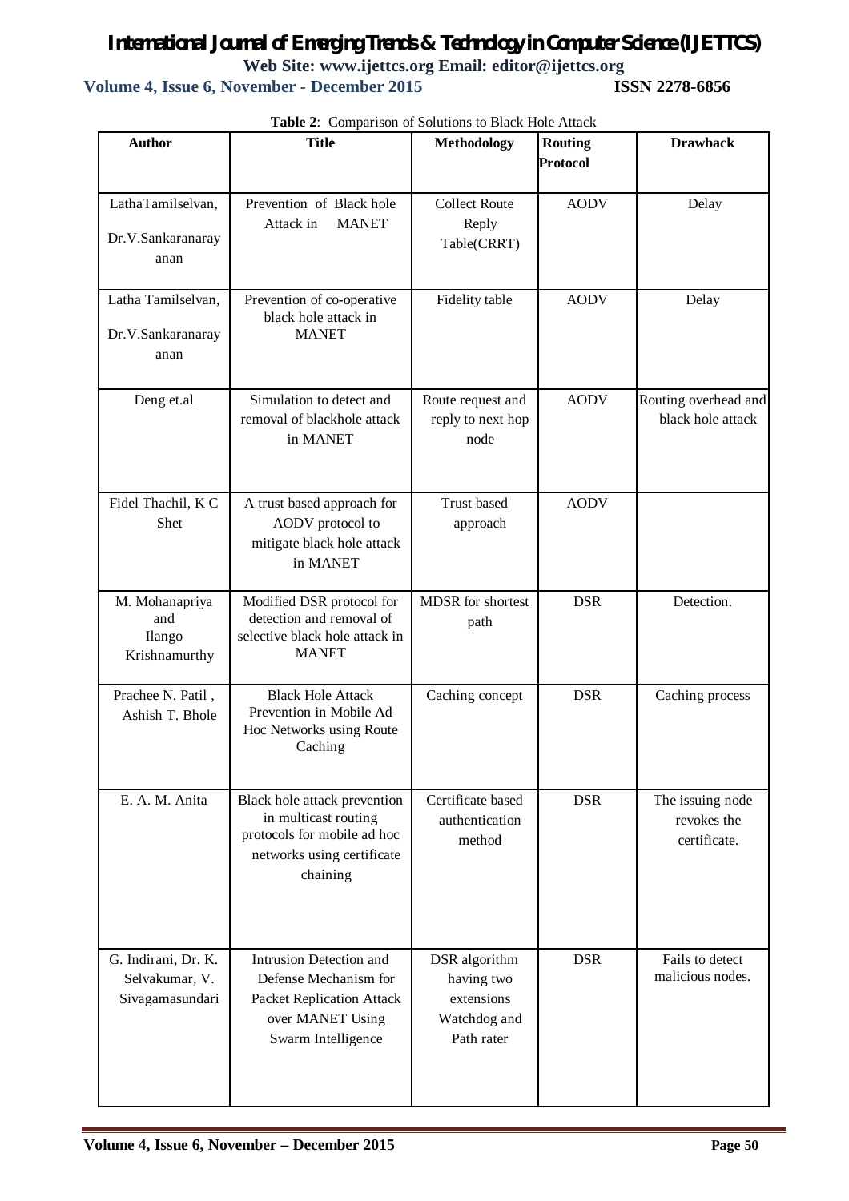**Table 2**: Comparison of Solutions to Black Hole Attack

| Author | Title | Methodology | Routing Protocol | Drawback |
|---|---|---|---|---|
| LathaTamilselvan, Dr.V.Sankaranarayanan | Prevention of Black hole Attack in MANET | Collect Route Reply Table(CRRT) | AODV | Delay |
| Latha Tamilselvan, Dr.V.Sankaranarayanan | Prevention of co-operative black hole attack in MANET | Fidelity table | AODV | Delay |
| Deng et.al | Simulation to detect and removal of blackhole attack in MANET | Route request and reply to next hop node | AODV | Routing overhead and black hole attack |
| Fidel Thachil, K C Shet | A trust based approach for AODV protocol to mitigate black hole attack in MANET | Trust based approach | AODV | |
| M. Mohanapriya and Ilango Krishnamurthy | Modified DSR protocol for detection and removal of selective black hole attack in MANET | MDSR for shortest path | DSR | Detection. |
| Prachee N. Patil , Ashish T. Bhole | Black Hole Attack Prevention in Mobile Ad Hoc Networks using Route Caching | Caching concept | DSR | Caching process |
| E. A. M. Anita | Black hole attack prevention in multicast routing protocols for mobile ad hoc networks using certificate chaining | Certificate based authentication method | DSR | The issuing node revokes the certificate. |
| G. Indirani, Dr. K. Selvakumar, V. Sivagamasundari | Intrusion Detection and Defense Mechanism for Packet Replication Attack over MANET Using Swarm Intelligence | DSR algorithm having two extensions Watchdog and Path rater | DSR | Fails to detect malicious nodes. |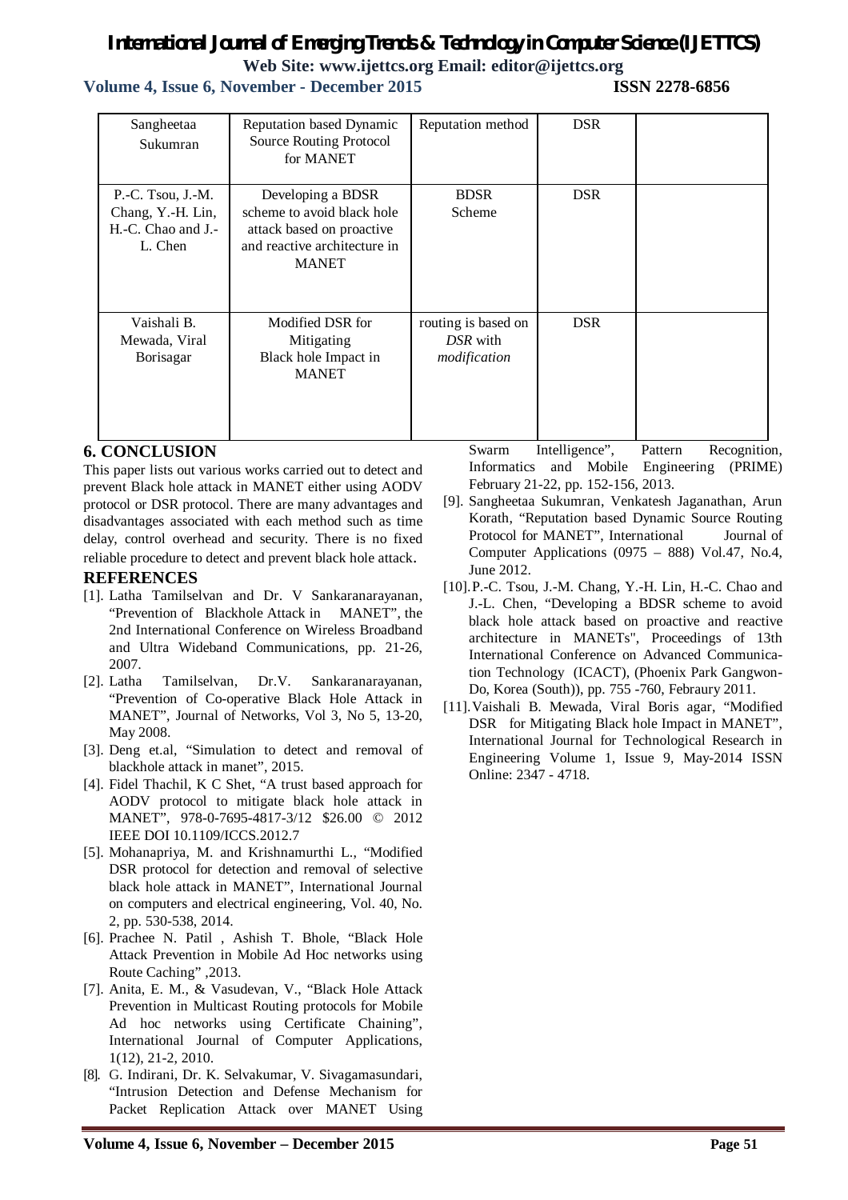| | | | | |
|---|---|---|---|---|
| Sangheetaa Sukumran | Reputation based Dynamic Source Routing Protocol for MANET | Reputation method | DSR | |
| P.-C. Tsou, J.-M. Chang, Y.-H. Lin, H.-C. Chao and J.-L. Chen | Developing a BDSR scheme to avoid black hole attack based on proactive and reactive architecture in MANET | BDSR Scheme | DSR | |
| Vaishali B. Mewada, Viral Borisagar | Modified DSR for Mitigating Black hole Impact in MANET | routing is based on *DSR* with *modification* | DSR | |

## 6. CONCLUSION

This paper lists out various works carried out to detect and prevent Black hole attack in MANET either using AODV protocol or DSR protocol. There are many advantages and disadvantages associated with each method such as time delay, control overhead and security. There is no fixed reliable procedure to detect and prevent black hole attack.

## REFERENCES

[1]. Latha Tamilselvan and Dr. V Sankaranarayanan, "Prevention of Blackhole Attack in MANET", the 2nd International Conference on Wireless Broadband and Ultra Wideband Communications, pp. 21-26, 2007.

[2]. Latha Tamilselvan, Dr.V. Sankaranarayanan, "Prevention of Co-operative Black Hole Attack in MANET", Journal of Networks, Vol 3, No 5, 13-20, May 2008.

[3]. Deng et.al, "Simulation to detect and removal of blackhole attack in manet", 2015.

[4]. Fidel Thachil, K C Shet, "A trust based approach for AODV protocol to mitigate black hole attack in MANET", 978-0-7695-4817-3/12 $26.00 © 2012 IEEE DOI 10.1109/ICCS.2012.7

[5]. Mohanapriya, M. and Krishnamurthi L., "Modified DSR protocol for detection and removal of selective black hole attack in MANET", International Journal on computers and electrical engineering, Vol. 40, No. 2, pp. 530-538, 2014.

[6]. Prachee N. Patil , Ashish T. Bhole, "Black Hole Attack Prevention in Mobile Ad Hoc networks using Route Caching" ,2013.

[7]. Anita, E. M., & Vasudevan, V., "Black Hole Attack Prevention in Multicast Routing protocols for Mobile Ad hoc networks using Certificate Chaining", International Journal of Computer Applications, 1(12), 21-2, 2010.

[8]. G. Indirani, Dr. K. Selvakumar, V. Sivagamasundari, "Intrusion Detection and Defense Mechanism for Packet Replication Attack over MANET Using Swarm Intelligence", Pattern Recognition, Informatics and Mobile Engineering (PRIME) February 21-22, pp. 152-156, 2013.

[9]. Sangheetaa Sukumran, Venkatesh Jaganathan, Arun Korath, "Reputation based Dynamic Source Routing Protocol for MANET", International Journal of Computer Applications (0975 – 888) Vol.47, No.4, June 2012.

[10]. P.-C. Tsou, J.-M. Chang, Y.-H. Lin, H.-C. Chao and J.-L. Chen, "Developing a BDSR scheme to avoid black hole attack based on proactive and reactive architecture in MANETs", Proceedings of 13th International Conference on Advanced Communication Technology (ICACT), (Phoenix Park Gangwon-Do, Korea (South)), pp. 755 -760, Febraury 2011.

[11]. Vaishali B. Mewada, Viral Boris agar, "Modified DSR for Mitigating Black hole Impact in MANET", International Journal for Technological Research in Engineering Volume 1, Issue 9, May-2014 ISSN Online: 2347 - 4718.